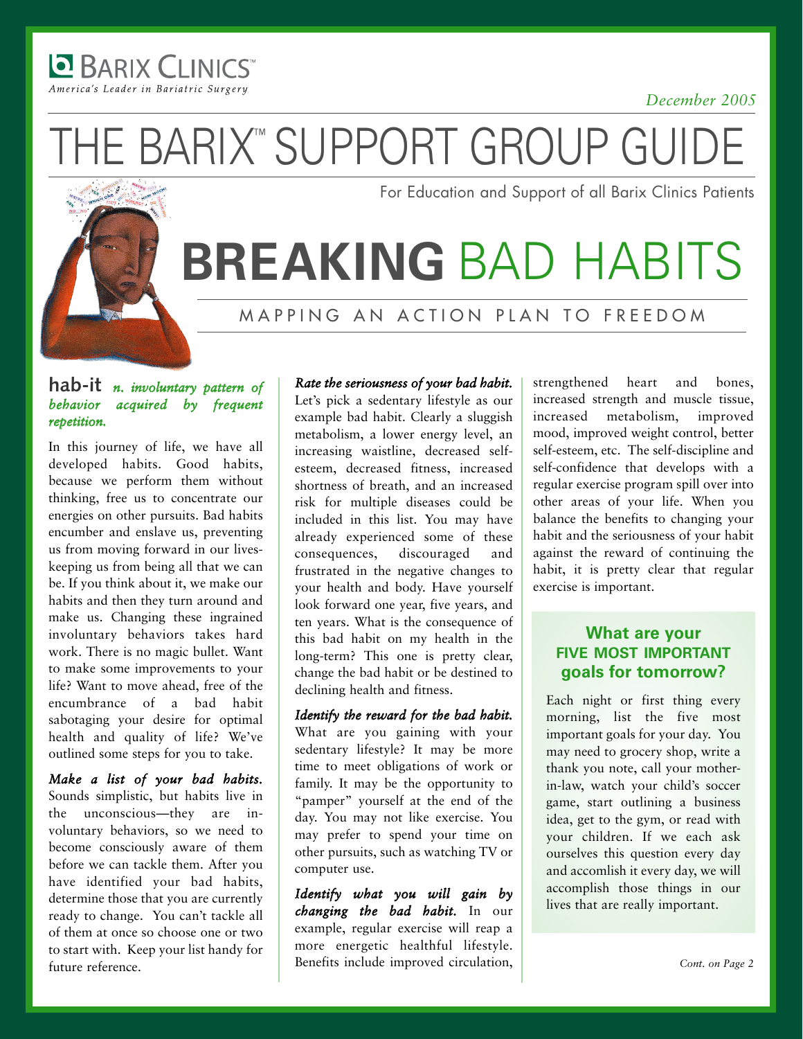BARIX CLINICS™
*America's Leader in Bariatric Surgery*

*December 2005*

# THE BARIX™ SUPPORT GROUP GUIDE

For Education and Support of all Barix Clinics Patients

# **BREAKING** BAD HABITS

## MAPPING AN ACTION PLAN TO FREEDOM

**hab-it** *n. involuntary pattern of behavior acquired by frequent repetition.*

In this journey of life, we have all developed habits. Good habits, because we perform them without thinking, free us to concentrate our energies on other pursuits. Bad habits encumber and enslave us, preventing us from moving forward in our lives-keeping us from being all that we can be. If you think about it, we make our habits and then they turn around and make us. Changing these ingrained involuntary behaviors takes hard work. There is no magic bullet. Want to make some improvements to your life? Want to move ahead, free of the encumbrance of a bad habit sabotaging your desire for optimal health and quality of life? We've outlined some steps for you to take.

***Make a list of your bad habits.*** Sounds simplistic, but habits live in the unconscious—they are in-voluntary behaviors, so we need to become consciously aware of them before we can tackle them. After you have identified your bad habits, determine those that you are currently ready to change. You can't tackle all of them at once so choose one or two to start with. Keep your list handy for future reference.

***Rate the seriousness of your bad habit.*** Let's pick a sedentary lifestyle as our example bad habit. Clearly a sluggish metabolism, a lower energy level, an increasing waistline, decreased self-esteem, decreased fitness, increased shortness of breath, and an increased risk for multiple diseases could be included in this list. You may have already experienced some of these consequences, discouraged and frustrated in the negative changes to your health and body. Have yourself look forward one year, five years, and ten years. What is the consequence of this bad habit on my health in the long-term? This one is pretty clear, change the bad habit or be destined to declining health and fitness.

***Identify the reward for the bad habit.*** What are you gaining with your sedentary lifestyle? It may be more time to meet obligations of work or family. It may be the opportunity to "pamper" yourself at the end of the day. You may not like exercise. You may prefer to spend your time on other pursuits, such as watching TV or computer use.

***Identify what you will gain by changing the bad habit.*** In our example, regular exercise will reap a more energetic healthful lifestyle. Benefits include improved circulation, strengthened heart and bones, increased strength and muscle tissue, increased metabolism, improved mood, improved weight control, better self-esteem, etc. The self-discipline and self-confidence that develops with a regular exercise program spill over into other areas of your life. When you balance the benefits to changing your habit and the seriousness of your habit against the reward of continuing the habit, it is pretty clear that regular exercise is important.

### What are your FIVE MOST IMPORTANT goals for tomorrow?

Each night or first thing every morning, list the five most important goals for your day. You may need to grocery shop, write a thank you note, call your mother-in-law, watch your child's soccer game, start outlining a business idea, get to the gym, or read with your children. If we each ask ourselves this question every day and accomlish it every day, we will accomplish those things in our lives that are really important.

*Cont. on Page 2*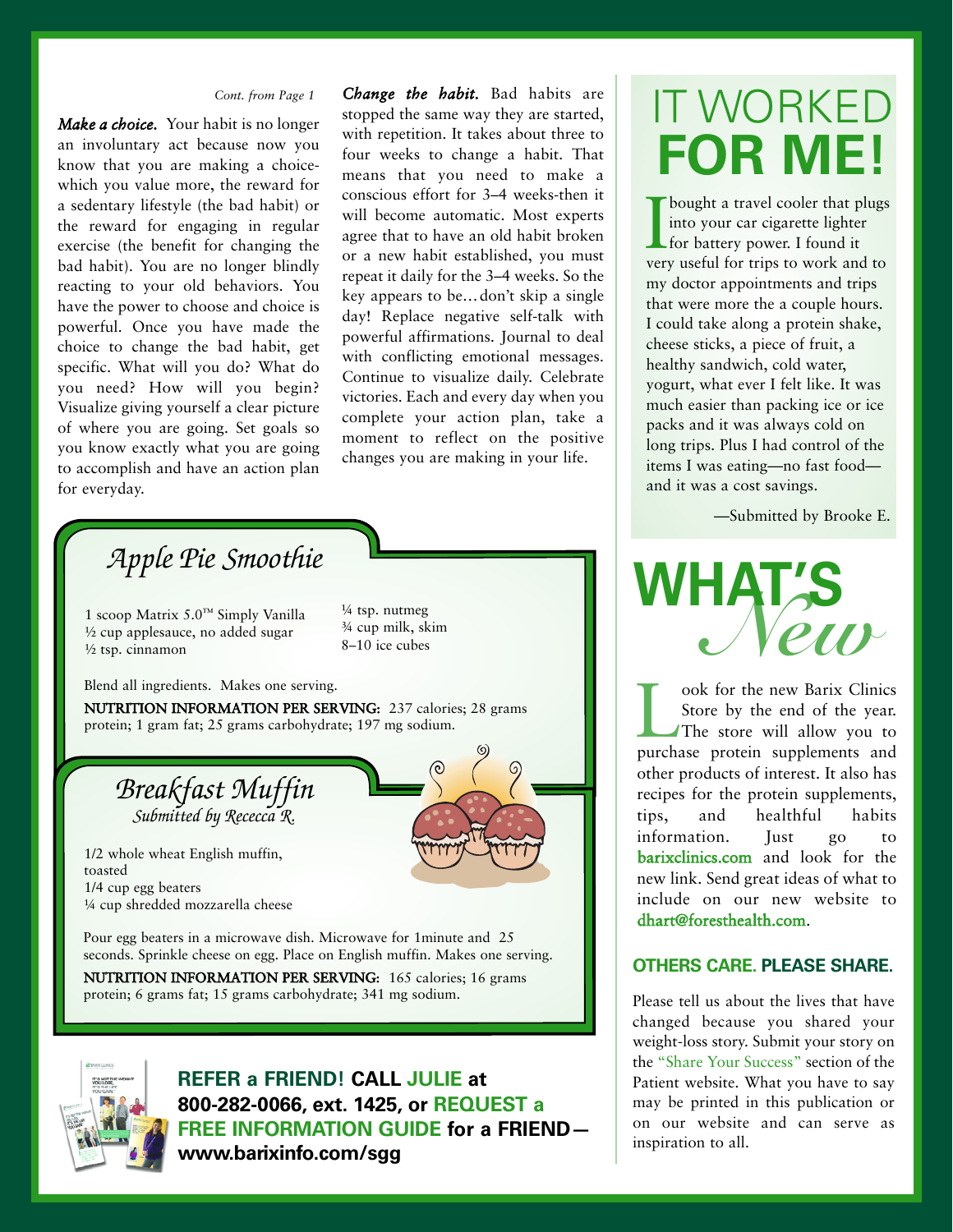*Cont. from Page 1*

***Make a choice.*** Your habit is no longer an involuntary act because now you know that you are making a choice- which you value more, the reward for a sedentary lifestyle (the bad habit) or the reward for engaging in regular exercise (the benefit for changing the bad habit). You are no longer blindly reacting to your old behaviors. You have the power to choose and choice is powerful. Once you have made the choice to change the bad habit, get specific. What will you do? What do you need? How will you begin? Visualize giving yourself a clear picture of where you are going. Set goals so you know exactly what you are going to accomplish and have an action plan for everyday.

***Change the habit.*** Bad habits are stopped the same way they are started, with repetition. It takes about three to four weeks to change a habit. That means that you need to make a conscious effort for 3–4 weeks-then it will become automatic. Most experts agree that to have an old habit broken or a new habit established, you must repeat it daily for the 3–4 weeks. So the key appears to be… don't skip a single day! Replace negative self-talk with powerful affirmations. Journal to deal with conflicting emotional messages. Continue to visualize daily. Celebrate victories. Each and every day when you complete your action plan, take a moment to reflect on the positive changes you are making in your life.

## *Apple Pie Smoothie*

1 scoop Matrix 5.0™ Simply Vanilla
½ cup applesauce, no added sugar
½ tsp. cinnamon
¼ tsp. nutmeg
¾ cup milk, skim
8–10 ice cubes

Blend all ingredients. Makes one serving.

**NUTRITION INFORMATION PER SERVING:** 237 calories; 28 grams protein; 1 gram fat; 25 grams carbohydrate; 197 mg sodium.

## *Breakfast Muffin*

*Submitted by Rececca R.*

1/2 whole wheat English muffin, toasted
1/4 cup egg beaters
¼ cup shredded mozzarella cheese

Pour egg beaters in a microwave dish. Microwave for 1minute and 25 seconds. Sprinkle cheese on egg. Place on English muffin. Makes one serving.

**NUTRITION INFORMATION PER SERVING:** 165 calories; 16 grams protein; 6 grams fat; 15 grams carbohydrate; 341 mg sodium.

**REFER a FRIEND! CALL JULIE at 800-282-0066, ext. 1425, or REQUEST a FREE INFORMATION GUIDE for a FRIEND— www.barixinfo.com/sgg**

# IT WORKED FOR ME!

I bought a travel cooler that plugs into your car cigarette lighter for battery power. I found it very useful for trips to work and to my doctor appointments and trips that were more the a couple hours. I could take along a protein shake, cheese sticks, a piece of fruit, a healthy sandwich, cold water, yogurt, what ever I felt like. It was much easier than packing ice or ice packs and it was always cold on long trips. Plus I had control of the items I was eating—no fast food—and it was a cost savings.

—Submitted by Brooke E.

# WHAT'S *New*

Look for the new Barix Clinics Store by the end of the year. The store will allow you to purchase protein supplements and other products of interest. It also has recipes for the protein supplements, tips, and healthful habits information. Just go to **barixclinics.com** and look for the new link. Send great ideas of what to include on our new website to **dhart@foresthealth.com**.

### OTHERS CARE. PLEASE SHARE.

Please tell us about the lives that have changed because you shared your weight-loss story. Submit your story on the "Share Your Success" section of the Patient website. What you have to say may be printed in this publication or on our website and can serve as inspiration to all.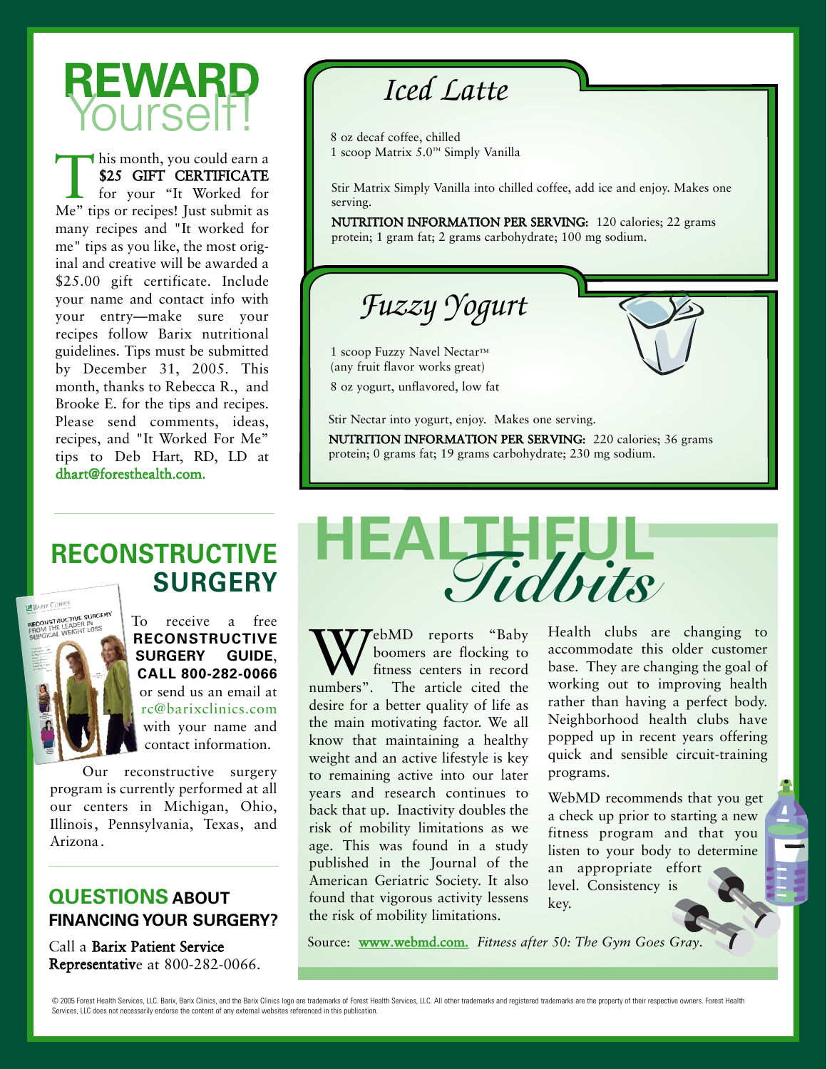# REWARD Yourself!

This month, you could earn a **$25 GIFT CERTIFICATE** for your "It Worked for Me" tips or recipes! Just submit as many recipes and "It worked for me" tips as you like, the most original and creative will be awarded a $25.00 gift certificate. Include your name and contact info with your entry—make sure your recipes follow Barix nutritional guidelines. Tips must be submitted by December 31, 2005. This month, thanks to Rebecca R., and Brooke E. for the tips and recipes. Please send comments, ideas, recipes, and "It Worked For Me" tips to Deb Hart, RD, LD at dhart@foresthealth.com.

## *Iced Latte*

8 oz decaf coffee, chilled
1 scoop Matrix 5.0™ Simply Vanilla

Stir Matrix Simply Vanilla into chilled coffee, add ice and enjoy. Makes one serving.

**NUTRITION INFORMATION PER SERVING:** 120 calories; 22 grams protein; 1 gram fat; 2 grams carbohydrate; 100 mg sodium.

## *Fuzzy Yogurt*

1 scoop Fuzzy Navel Nectar™
(any fruit flavor works great)
8 oz yogurt, unflavored, low fat

Stir Nectar into yogurt, enjoy. Makes one serving.

**NUTRITION INFORMATION PER SERVING:** 220 calories; 36 grams protein; 0 grams fat; 19 grams carbohydrate; 230 mg sodium.

## RECONSTRUCTIVE SURGERY

To receive a free **RECONSTRUCTIVE SURGERY GUIDE**, **CALL 800-282-0066** or send us an email at rc@barixclinics.com with your name and contact information.

Our reconstructive surgery program is currently performed at all our centers in Michigan, Ohio, Illinois, Pennsylvania, Texas, and Arizona.

## QUESTIONS ABOUT FINANCING YOUR SURGERY?

Call a **Barix Patient Service Representative** at 800-282-0066.

## HEALTHFUL *Tidbits*

WebMD reports "Baby boomers are flocking to fitness centers in record numbers". The article cited the desire for a better quality of life as the main motivating factor. We all know that maintaining a healthy weight and an active lifestyle is key to remaining active into our later years and research continues to back that up. Inactivity doubles the risk of mobility limitations as we age. This was found in a study published in the Journal of the American Geriatric Society. It also found that vigorous activity lessens the risk of mobility limitations.

Health clubs are changing to accommodate this older customer base. They are changing the goal of working out to improving health rather than having a perfect body. Neighborhood health clubs have popped up in recent years offering quick and sensible circuit-training programs.

WebMD recommends that you get a check up prior to starting a new fitness program and that you listen to your body to determine an appropriate effort level. Consistency is key.

Source: www.webmd.com. *Fitness after 50: The Gym Goes Gray.*

© 2005 Forest Health Services, LLC. Barix, Barix Clinics, and the Barix Clinics logo are trademarks of Forest Health Services, LLC. All other trademarks and registered trademarks are the property of their respective owners. Forest Health Services, LLC does not necessarily endorse the content of any external websites referenced in this publication.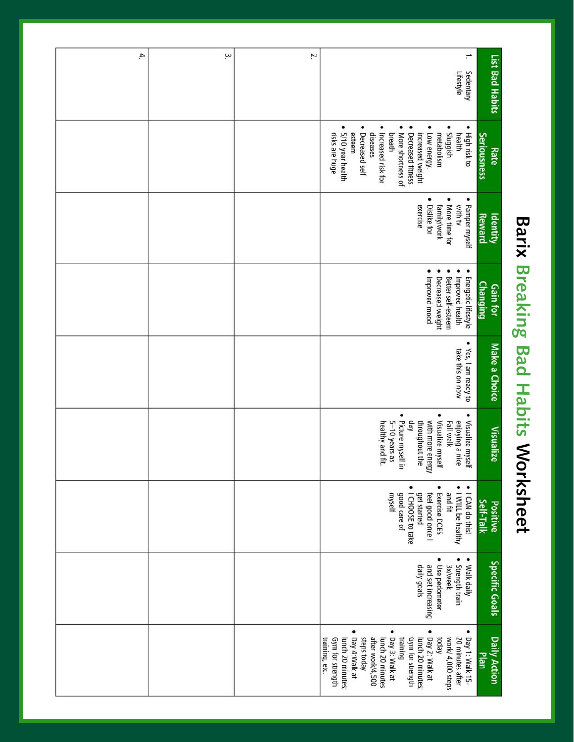# Barix Breaking Bad Habits Worksheet

| List Bad Habits | Rate Seriousness | Identity Reward | Gain for Changing | Make a Choice | Visualize | Positive Self-Talk | Specific Goals | Daily Action Plan |
|---|---|---|---|---|---|---|---|---|
| 1. Sedentary Lifestyle | • High risk to health<br>• Sluggish metabolism<br>• Low energy, increased weight<br>• Decreased fitness<br>• More shortness of breath<br>• Increased risk for diseases<br>• Decreased self esteem<br>• 5/10 year health risks are huge | • Pamper myself with tv<br>• More time for family/work<br>• Dislike for exercise | • Energetic lifestyle<br>• Improved health<br>• Better self-esteem<br>• Decreased weight<br>• Improved mood | • Yes, I am ready to take this on now | • Visualize myself enjoying a nice Fall walk<br>• Visualize myself with more energy throughout the day<br>• Picture myself in 5–10 years as healthy and fit. | • I CAN do this!<br>• I WILL be healthy and fit<br>• Exercise DOES feel good once I get started<br>• I CHOOSE to take good care of myself | • Walk daily<br>• Strength train 3x/week<br>• Use pedometer and set increasing daily goals | • Day 1: Walk 15-20 minutes after work/ 4,000 steps today<br>• Day 2: Walk at lunch 20 minutes; Gym for strength training<br>• Day 3: Walk at lunch 20 minutes after work/4,500 steps today<br>• Day 4: Walk at lunch 20 minutes; Gym for strength training, etc. |
| 2. | | | | | | | | |
| 3. | | | | | | | | |
| 4. | | | | | | | | |